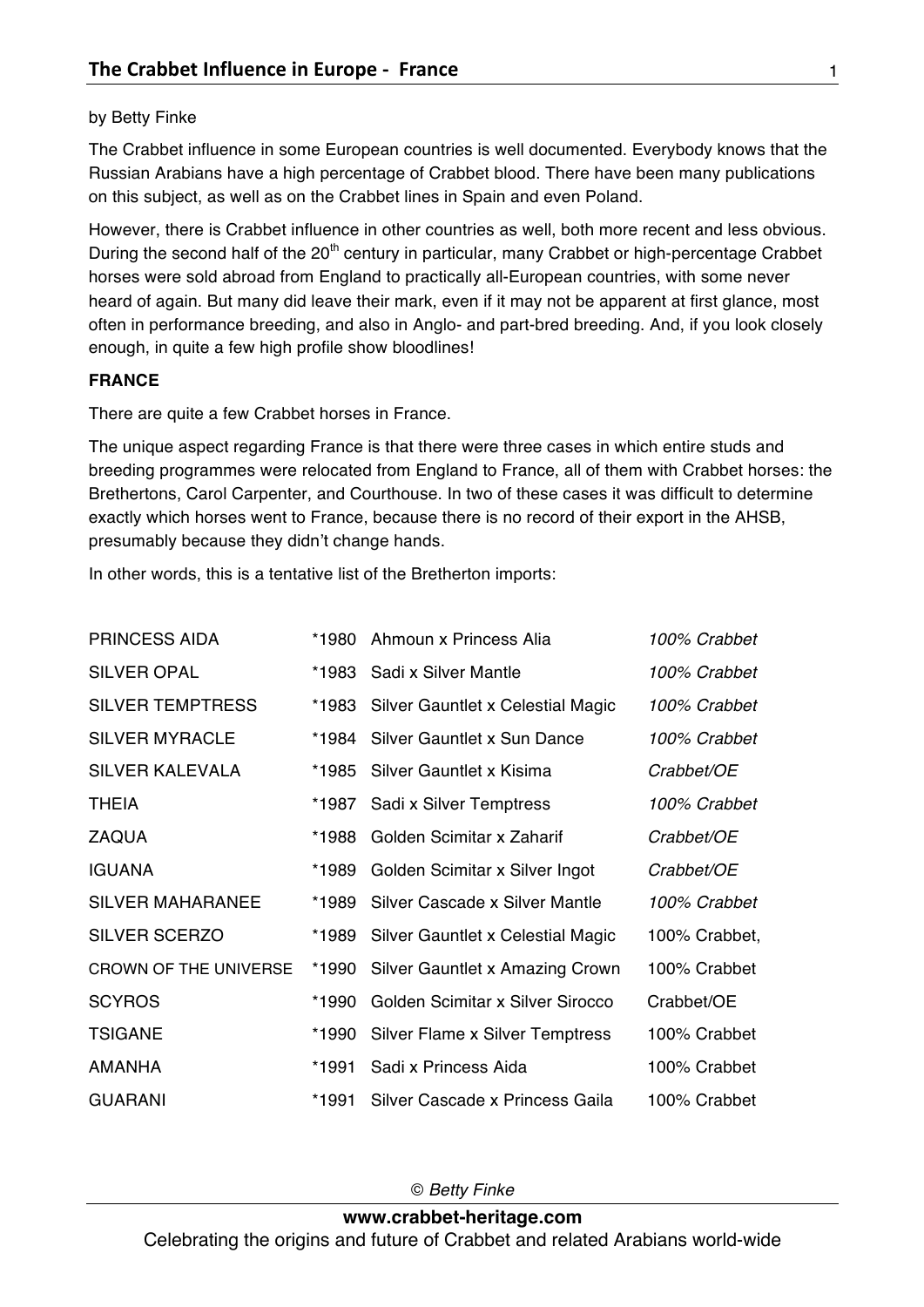# The Crabbet Influence in Europe - France

by Betty Finke

The Crabbet influence in some European countries is well documented. Everybody knows that the Russian Arabians have a high percentage of Crabbet blood. There have been many publications on this subject, as well as on the Crabbet lines in Spain and even Poland.

However, there is Crabbet influence in other countries as well, both more recent and less obvious. During the second half of the 20th century in particular, many Crabbet or high-percentage Crabbet horses were sold abroad from England to practically all-European countries, with some never heard of again. But many did leave their mark, even if it may not be apparent at first glance, most often in performance breeding, and also in Anglo- and part-bred breeding. And, if you look closely enough, in quite a few high profile show bloodlines!

**FRANCE**

There are quite a few Crabbet horses in France.

The unique aspect regarding France is that there were three cases in which entire studs and breeding programmes were relocated from England to France, all of them with Crabbet horses: the Brethertons, Carol Carpenter, and Courthouse. In two of these cases it was difficult to determine exactly which horses went to France, because there is no record of their export in the AHSB, presumably because they didn't change hands.

In other words, this is a tentative list of the Bretherton imports:

| | | | |
|---|---|---|---|
| PRINCESS AIDA | *1980 | Ahmoun x Princess Alia | *100% Crabbet* |
| SILVER OPAL | *1983 | Sadi x Silver Mantle | *100% Crabbet* |
| SILVER TEMPTRESS | *1983 | Silver Gauntlet x Celestial Magic | *100% Crabbet* |
| SILVER MYRACLE | *1984 | Silver Gauntlet x Sun Dance | *100% Crabbet* |
| SILVER KALEVALA | *1985 | Silver Gauntlet x Kisima | *Crabbet/OE* |
| THEIA | *1987 | Sadi x Silver Temptress | *100% Crabbet* |
| ZAQUA | *1988 | Golden Scimitar x Zaharif | *Crabbet/OE* |
| IGUANA | *1989 | Golden Scimitar x Silver Ingot | *Crabbet/OE* |
| SILVER MAHARANEE | *1989 | Silver Cascade x Silver Mantle | *100% Crabbet* |
| SILVER SCERZO | *1989 | Silver Gauntlet x Celestial Magic | 100% Crabbet, |
| CROWN OF THE UNIVERSE | *1990 | Silver Gauntlet x Amazing Crown | 100% Crabbet |
| SCYROS | *1990 | Golden Scimitar x Silver Sirocco | Crabbet/OE |
| TSIGANE | *1990 | Silver Flame x Silver Temptress | 100% Crabbet |
| AMANHA | *1991 | Sadi x Princess Aida | 100% Crabbet |
| GUARANI | *1991 | Silver Cascade x Princess Gaila | 100% Crabbet |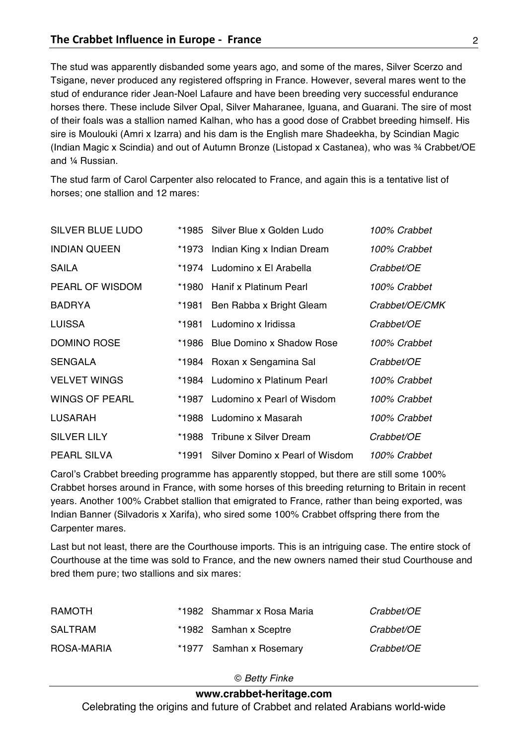The stud was apparently disbanded some years ago, and some of the mares, Silver Scerzo and Tsigane, never produced any registered offspring in France. However, several mares went to the stud of endurance rider Jean-Noel Lafaure and have been breeding very successful endurance horses there. These include Silver Opal, Silver Maharanee, Iguana, and Guarani. The sire of most of their foals was a stallion named Kalhan, who has a good dose of Crabbet breeding himself. His sire is Moulouki (Amri x Izarra) and his dam is the English mare Shadeekha, by Scindian Magic (Indian Magic x Scindia) and out of Autumn Bronze (Listopad x Castanea), who was ¾ Crabbet/OE and ¼ Russian.

The stud farm of Carol Carpenter also relocated to France, and again this is a tentative list of horses; one stallion and 12 mares:

| | | | |
|---|---|---|---|
| SILVER BLUE LUDO | *1985 | Silver Blue x Golden Ludo | *100% Crabbet* |
| INDIAN QUEEN | *1973 | Indian King x Indian Dream | *100% Crabbet* |
| SAILA | *1974 | Ludomino x El Arabella | *Crabbet/OE* |
| PEARL OF WISDOM | *1980 | Hanif x Platinum Pearl | *100% Crabbet* |
| BADRYA | *1981 | Ben Rabba x Bright Gleam | *Crabbet/OE/CMK* |
| LUISSA | *1981 | Ludomino x Iridissa | *Crabbet/OE* |
| DOMINO ROSE | *1986 | Blue Domino x Shadow Rose | *100% Crabbet* |
| SENGALA | *1984 | Roxan x Sengamina Sal | *Crabbet/OE* |
| VELVET WINGS | *1984 | Ludomino x Platinum Pearl | *100% Crabbet* |
| WINGS OF PEARL | *1987 | Ludomino x Pearl of Wisdom | *100% Crabbet* |
| LUSARAH | *1988 | Ludomino x Masarah | *100% Crabbet* |
| SILVER LILY | *1988 | Tribune x Silver Dream | *Crabbet/OE* |
| PEARL SILVA | *1991 | Silver Domino x Pearl of Wisdom | *100% Crabbet* |

Carol's Crabbet breeding programme has apparently stopped, but there are still some 100% Crabbet horses around in France, with some horses of this breeding returning to Britain in recent years. Another 100% Crabbet stallion that emigrated to France, rather than being exported, was Indian Banner (Silvadoris x Xarifa), who sired some 100% Crabbet offspring there from the Carpenter mares.

Last but not least, there are the Courthouse imports. This is an intriguing case. The entire stock of Courthouse at the time was sold to France, and the new owners named their stud Courthouse and bred them pure; two stallions and six mares:

| | | | |
|---|---|---|---|
| RAMOTH | *1982 | Shammar x Rosa Maria | *Crabbet/OE* |
| SALTRAM | *1982 | Samhan x Sceptre | *Crabbet/OE* |
| ROSA-MARIA | *1977 | Samhan x Rosemary | *Crabbet/OE* |

*© Betty Finke*

**www.crabbet-heritage.com**

Celebrating the origins and future of Crabbet and related Arabians world-wide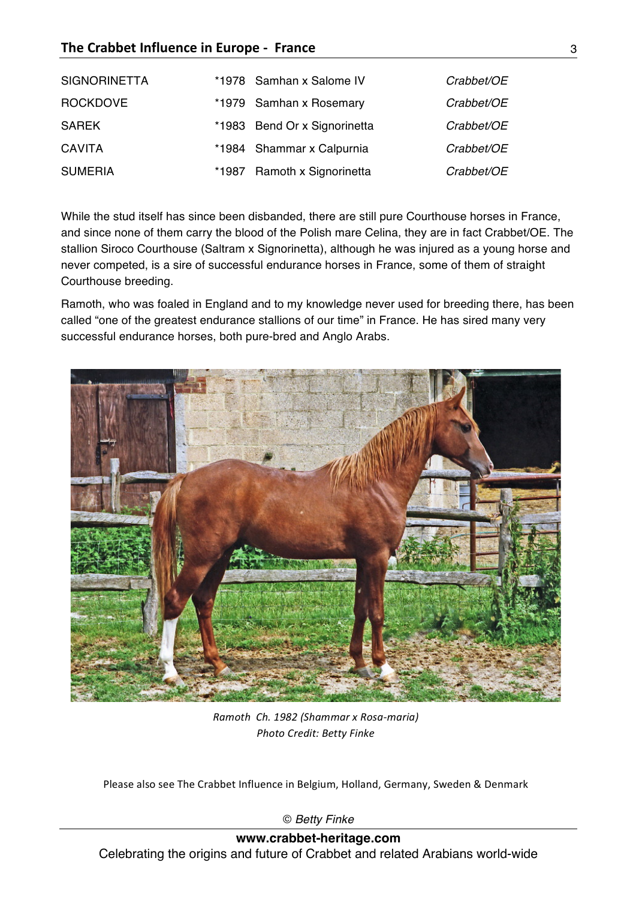| | | | |
|---|---|---|---|
| SIGNORINETTA | *1978 | Samhan x Salome IV | *Crabbet/OE* |
| ROCKDOVE | *1979 | Samhan x Rosemary | *Crabbet/OE* |
| SAREK | *1983 | Bend Or x Signorinetta | *Crabbet/OE* |
| CAVITA | *1984 | Shammar x Calpurnia | *Crabbet/OE* |
| SUMERIA | *1987 | Ramoth x Signorinetta | *Crabbet/OE* |

While the stud itself has since been disbanded, there are still pure Courthouse horses in France, and since none of them carry the blood of the Polish mare Celina, they are in fact Crabbet/OE. The stallion Siroco Courthouse (Saltram x Signorinetta), although he was injured as a young horse and never competed, is a sire of successful endurance horses in France, some of them of straight Courthouse breeding.

Ramoth, who was foaled in England and to my knowledge never used for breeding there, has been called "one of the greatest endurance stallions of our time" in France. He has sired many very successful endurance horses, both pure-bred and Anglo Arabs.

*Ramoth Ch. 1982 (Shammar x Rosa-maria)*
*Photo Credit: Betty Finke*

Please also see The Crabbet Influence in Belgium, Holland, Germany, Sweden & Denmark

*© Betty Finke*

**www.crabbet-heritage.com**
Celebrating the origins and future of Crabbet and related Arabians world-wide